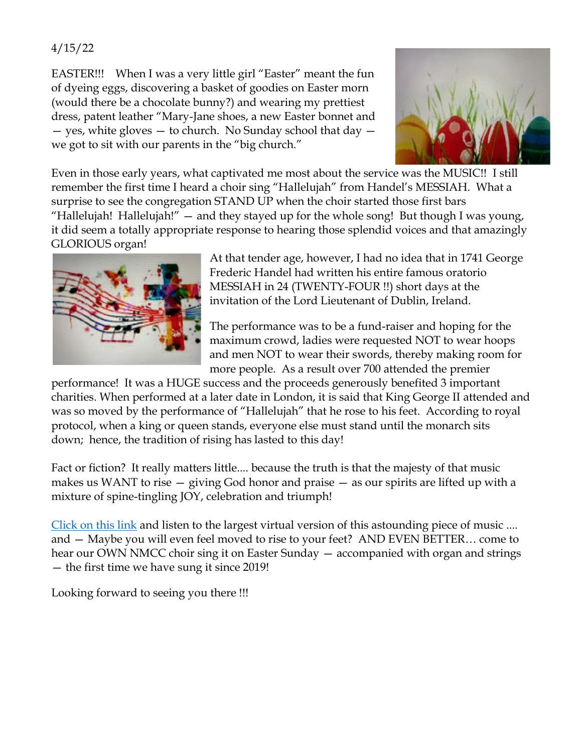4/15/22

EASTER!!! When I was a very little girl "Easter" meant the fun of dyeing eggs, discovering a basket of goodies on Easter morn (would there be a chocolate bunny?) and wearing my prettiest dress, patent leather "Mary-Jane shoes, a new Easter bonnet and — yes, white gloves — to church. No Sunday school that day — we got to sit with our parents in the "big church."

Even in those early years, what captivated me most about the service was the MUSIC!! I still remember the first time I heard a choir sing "Hallelujah" from Handel's MESSIAH. What a surprise to see the congregation STAND UP when the choir started those first bars "Hallelujah! Hallelujah!" — and they stayed up for the whole song! But though I was young, it did seem a totally appropriate response to hearing those splendid voices and that amazingly GLORIOUS organ!

At that tender age, however, I had no idea that in 1741 George Frederic Handel had written his entire famous oratorio MESSIAH in 24 (TWENTY-FOUR !!) short days at the invitation of the Lord Lieutenant of Dublin, Ireland.

The performance was to be a fund-raiser and hoping for the maximum crowd, ladies were requested NOT to wear hoops and men NOT to wear their swords, thereby making room for more people. As a result over 700 attended the premier performance! It was a HUGE success and the proceeds generously benefited 3 important charities. When performed at a later date in London, it is said that King George II attended and was so moved by the performance of "Hallelujah" that he rose to his feet. According to royal protocol, when a king or queen stands, everyone else must stand until the monarch sits down; hence, the tradition of rising has lasted to this day!

Fact or fiction? It really matters little.... because the truth is that the majesty of that music makes us WANT to rise — giving God honor and praise — as our spirits are lifted up with a mixture of spine-tingling JOY, celebration and triumph!

Click on this link and listen to the largest virtual version of this astounding piece of music .... and — Maybe you will even feel moved to rise to your feet? AND EVEN BETTER… come to hear our OWN NMCC choir sing it on Easter Sunday — accompanied with organ and strings — the first time we have sung it since 2019!

Looking forward to seeing you there !!!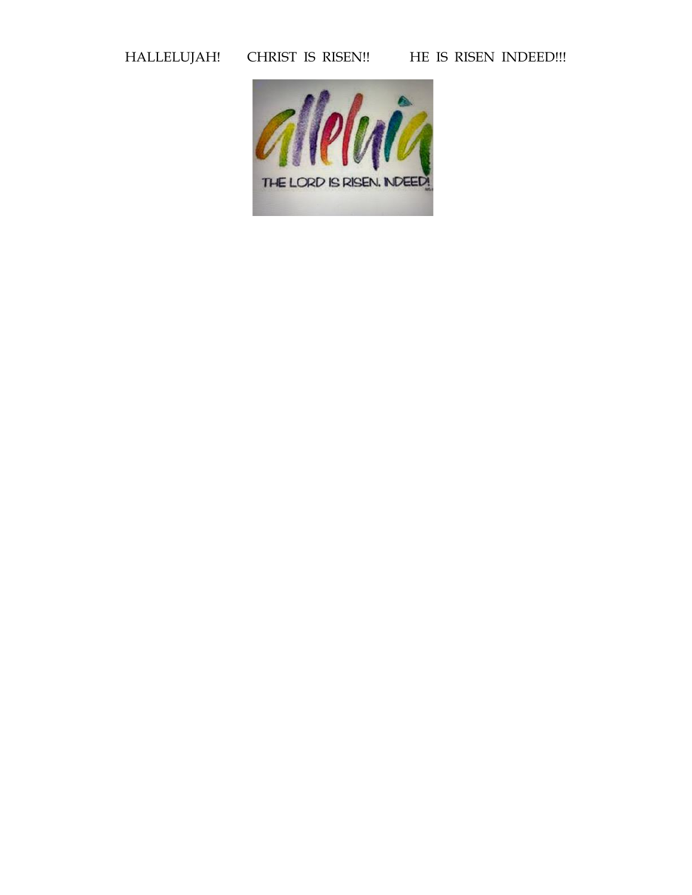HALLELUJAH! CHRIST IS RISEN!! HE IS RISEN INDEED!!!